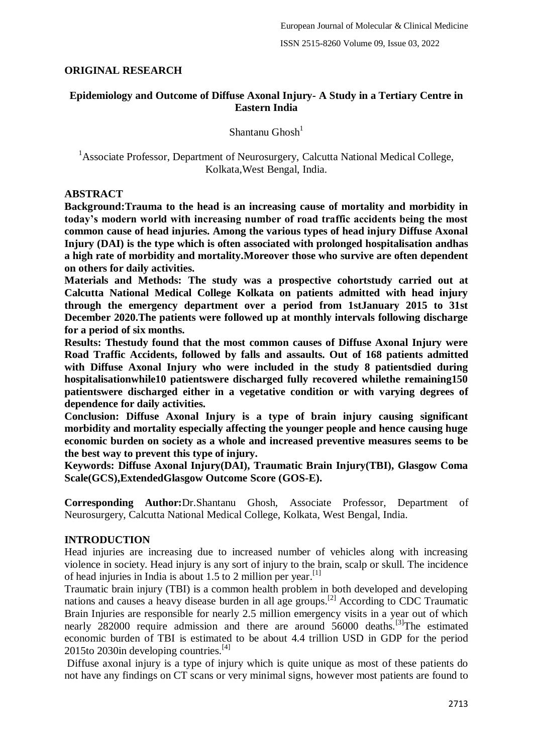## ORIGINAL RESEARCH

# Epidemiology and Outcome of Diffuse Axonal Injury- A Study in a Tertiary Centre in Eastern India

Shantanu Ghosh[1]

[1]Associate Professor, Department of Neurosurgery, Calcutta National Medical College, Kolkata,West Bengal, India.

## ABSTRACT

**Background:Trauma to the head is an increasing cause of mortality and morbidity in today's modern world with increasing number of road traffic accidents being the most common cause of head injuries. Among the various types of head injury Diffuse Axonal Injury (DAI) is the type which is often associated with prolonged hospitalisation andhas a high rate of morbidity and mortality.Moreover those who survive are often dependent on others for daily activities.**

**Materials and Methods: The study was a prospective cohortstudy carried out at Calcutta National Medical College Kolkata on patients admitted with head injury through the emergency department over a period from 1stJanuary 2015 to 31st December 2020.The patients were followed up at monthly intervals following discharge for a period of six months.**

**Results: Thestudy found that the most common causes of Diffuse Axonal Injury were Road Traffic Accidents, followed by falls and assaults. Out of 168 patients admitted with Diffuse Axonal Injury who were included in the study 8 patientsdied during hospitalisationwhile10 patientswere discharged fully recovered whilethe remaining150 patientswere discharged either in a vegetative condition or with varying degrees of dependence for daily activities.**

**Conclusion: Diffuse Axonal Injury is a type of brain injury causing significant morbidity and mortality especially affecting the younger people and hence causing huge economic burden on society as a whole and increased preventive measures seems to be the best way to prevent this type of injury.**

**Keywords: Diffuse Axonal Injury(DAI), Traumatic Brain Injury(TBI), Glasgow Coma Scale(GCS),ExtendedGlasgow Outcome Score (GOS-E).**

**Corresponding Author:**Dr.Shantanu Ghosh, Associate Professor, Department of Neurosurgery, Calcutta National Medical College, Kolkata, West Bengal, India.

## INTRODUCTION

Head injuries are increasing due to increased number of vehicles along with increasing violence in society. Head injury is any sort of injury to the brain, scalp or skull. The incidence of head injuries in India is about 1.5 to 2 million per year.[1]

Traumatic brain injury (TBI) is a common health problem in both developed and developing nations and causes a heavy disease burden in all age groups.[2] According to CDC Traumatic Brain Injuries are responsible for nearly 2.5 million emergency visits in a year out of which nearly 282000 require admission and there are around 56000 deaths.[3]The estimated economic burden of TBI is estimated to be about 4.4 trillion USD in GDP for the period 2015to 2030in developing countries.[4]

Diffuse axonal injury is a type of injury which is quite unique as most of these patients do not have any findings on CT scans or very minimal signs, however most patients are found to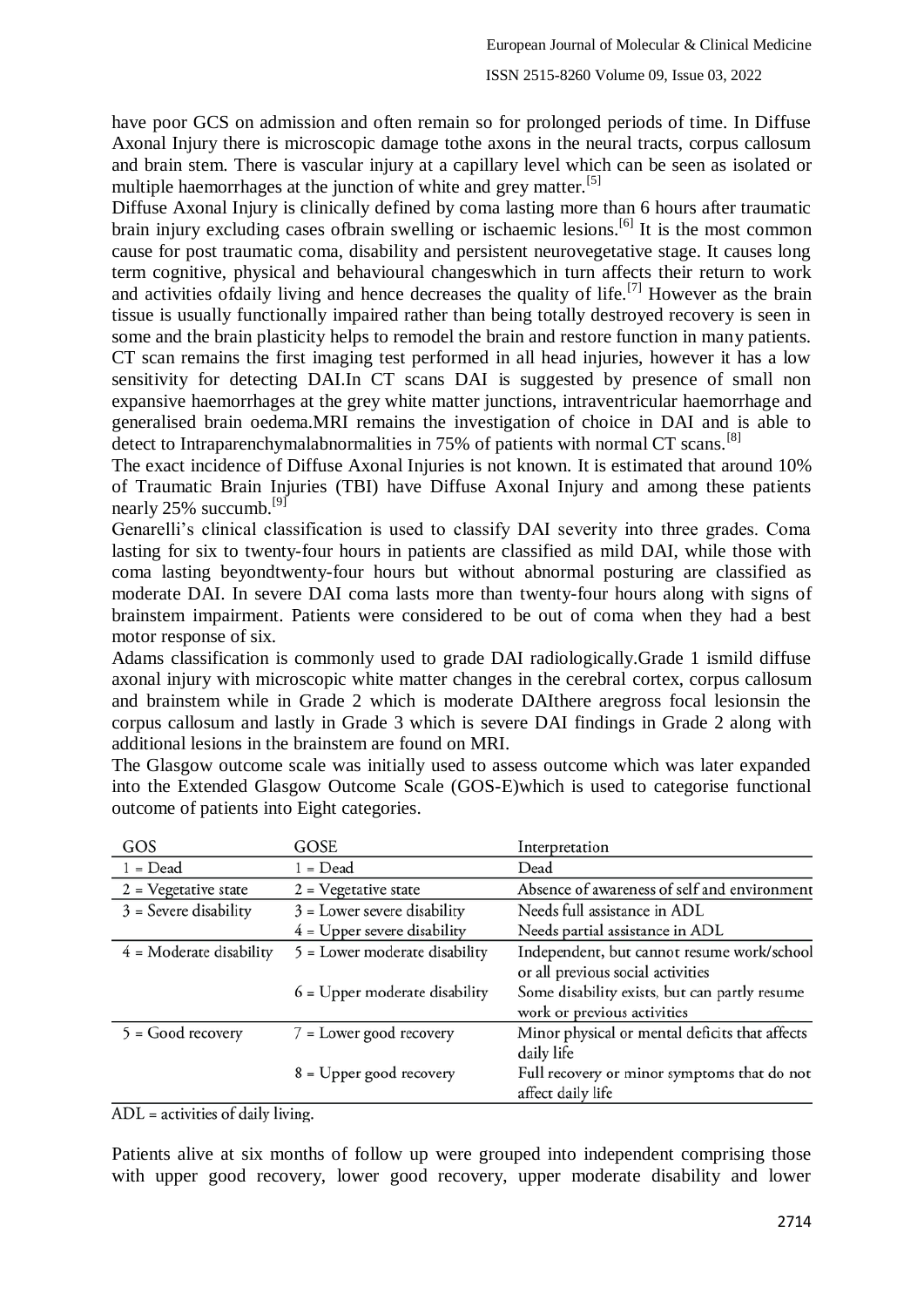have poor GCS on admission and often remain so for prolonged periods of time. In Diffuse Axonal Injury there is microscopic damage tothe axons in the neural tracts, corpus callosum and brain stem. There is vascular injury at a capillary level which can be seen as isolated or multiple haemorrhages at the junction of white and grey matter.[5]

Diffuse Axonal Injury is clinically defined by coma lasting more than 6 hours after traumatic brain injury excluding cases ofbrain swelling or ischaemic lesions.[6] It is the most common cause for post traumatic coma, disability and persistent neurovegetative stage. It causes long term cognitive, physical and behavioural changeswhich in turn affects their return to work and activities ofdaily living and hence decreases the quality of life.[7] However as the brain tissue is usually functionally impaired rather than being totally destroyed recovery is seen in some and the brain plasticity helps to remodel the brain and restore function in many patients. CT scan remains the first imaging test performed in all head injuries, however it has a low sensitivity for detecting DAI.In CT scans DAI is suggested by presence of small non expansive haemorrhages at the grey white matter junctions, intraventricular haemorrhage and generalised brain oedema.MRI remains the investigation of choice in DAI and is able to detect to Intraparenchymalabnormalities in 75% of patients with normal CT scans.[8]

The exact incidence of Diffuse Axonal Injuries is not known. It is estimated that around 10% of Traumatic Brain Injuries (TBI) have Diffuse Axonal Injury and among these patients nearly 25% succumb.[9]

Genarelli's clinical classification is used to classify DAI severity into three grades. Coma lasting for six to twenty-four hours in patients are classified as mild DAI, while those with coma lasting beyondtwenty-four hours but without abnormal posturing are classified as moderate DAI. In severe DAI coma lasts more than twenty-four hours along with signs of brainstem impairment. Patients were considered to be out of coma when they had a best motor response of six.

Adams classification is commonly used to grade DAI radiologically.Grade 1 ismild diffuse axonal injury with microscopic white matter changes in the cerebral cortex, corpus callosum and brainstem while in Grade 2 which is moderate DAIthere aregross focal lesionsin the corpus callosum and lastly in Grade 3 which is severe DAI findings in Grade 2 along with additional lesions in the brainstem are found on MRI.

The Glasgow outcome scale was initially used to assess outcome which was later expanded into the Extended Glasgow Outcome Scale (GOS-E)which is used to categorise functional outcome of patients into Eight categories.

| GOS | GOSE | Interpretation |
|---|---|---|
| 1 = Dead | 1 = Dead | Dead |
| 2 = Vegetative state | 2 = Vegetative state | Absence of awareness of self and environment |
| 3 = Severe disability | 3 = Lower severe disability | Needs full assistance in ADL |
| | 4 = Upper severe disability | Needs partial assistance in ADL |
| 4 = Moderate disability | 5 = Lower moderate disability | Independent, but cannot resume work/school or all previous social activities |
| | 6 = Upper moderate disability | Some disability exists, but can partly resume work or previous activities |
| 5 = Good recovery | 7 = Lower good recovery | Minor physical or mental deficits that affects daily life |
| | 8 = Upper good recovery | Full recovery or minor symptoms that do not affect daily life |

ADL = activities of daily living.

Patients alive at six months of follow up were grouped into independent comprising those with upper good recovery, lower good recovery, upper moderate disability and lower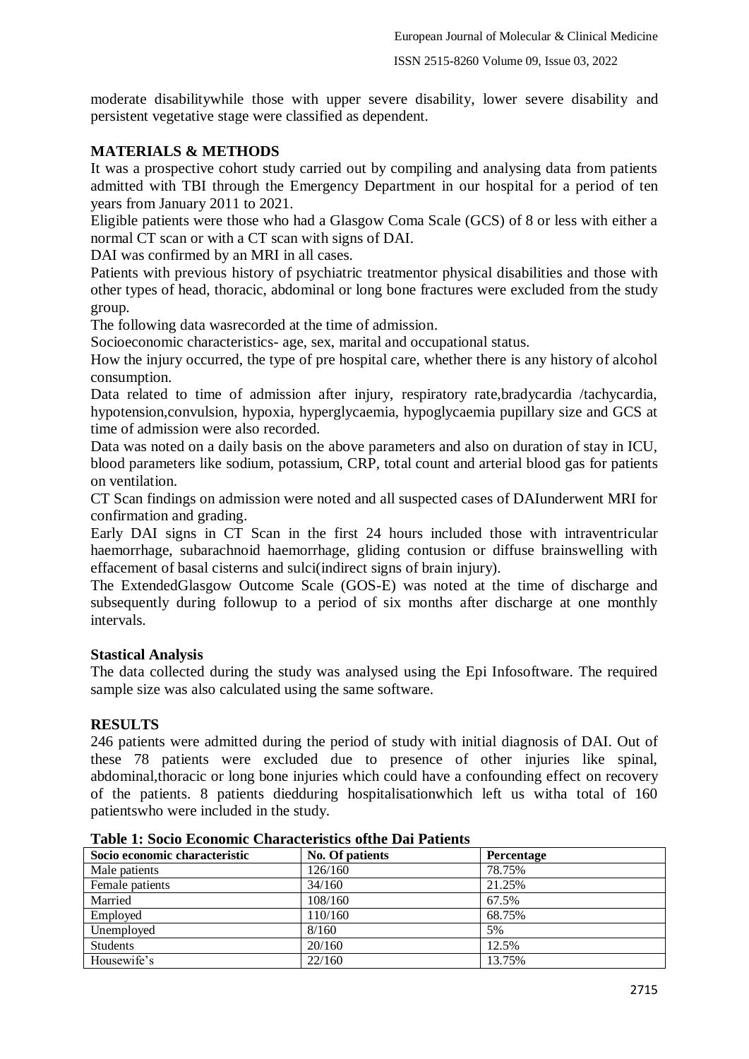moderate disabilitywhile those with upper severe disability, lower severe disability and persistent vegetative stage were classified as dependent.

## MATERIALS & METHODS

It was a prospective cohort study carried out by compiling and analysing data from patients admitted with TBI through the Emergency Department in our hospital for a period of ten years from January 2011 to 2021.

Eligible patients were those who had a Glasgow Coma Scale (GCS) of 8 or less with either a normal CT scan or with a CT scan with signs of DAI.

DAI was confirmed by an MRI in all cases.

Patients with previous history of psychiatric treatmentor physical disabilities and those with other types of head, thoracic, abdominal or long bone fractures were excluded from the study group.

The following data wasrecorded at the time of admission.

Socioeconomic characteristics- age, sex, marital and occupational status.

How the injury occurred, the type of pre hospital care, whether there is any history of alcohol consumption.

Data related to time of admission after injury, respiratory rate,bradycardia /tachycardia, hypotension,convulsion, hypoxia, hyperglycaemia, hypoglycaemia pupillary size and GCS at time of admission were also recorded.

Data was noted on a daily basis on the above parameters and also on duration of stay in ICU, blood parameters like sodium, potassium, CRP, total count and arterial blood gas for patients on ventilation.

CT Scan findings on admission were noted and all suspected cases of DAIunderwent MRI for confirmation and grading.

Early DAI signs in CT Scan in the first 24 hours included those with intraventricular haemorrhage, subarachnoid haemorrhage, gliding contusion or diffuse brainswelling with effacement of basal cisterns and sulci(indirect signs of brain injury).

The ExtendedGlasgow Outcome Scale (GOS-E) was noted at the time of discharge and subsequently during followup to a period of six months after discharge at one monthly intervals.

### Stastical Analysis

The data collected during the study was analysed using the Epi Infosoftware. The required sample size was also calculated using the same software.

## RESULTS

246 patients were admitted during the period of study with initial diagnosis of DAI. Out of these 78 patients were excluded due to presence of other injuries like spinal, abdominal,thoracic or long bone injuries which could have a confounding effect on recovery of the patients. 8 patients diedduring hospitalisationwhich left us witha total of 160 patientswho were included in the study.

**Table 1: Socio Economic Characteristics ofthe Dai Patients**

| Socio economic characteristic | No. Of patients | Percentage |
|---|---|---|
| Male patients | 126/160 | 78.75% |
| Female patients | 34/160 | 21.25% |
| Married | 108/160 | 67.5% |
| Employed | 110/160 | 68.75% |
| Unemployed | 8/160 | 5% |
| Students | 20/160 | 12.5% |
| Housewife's | 22/160 | 13.75% |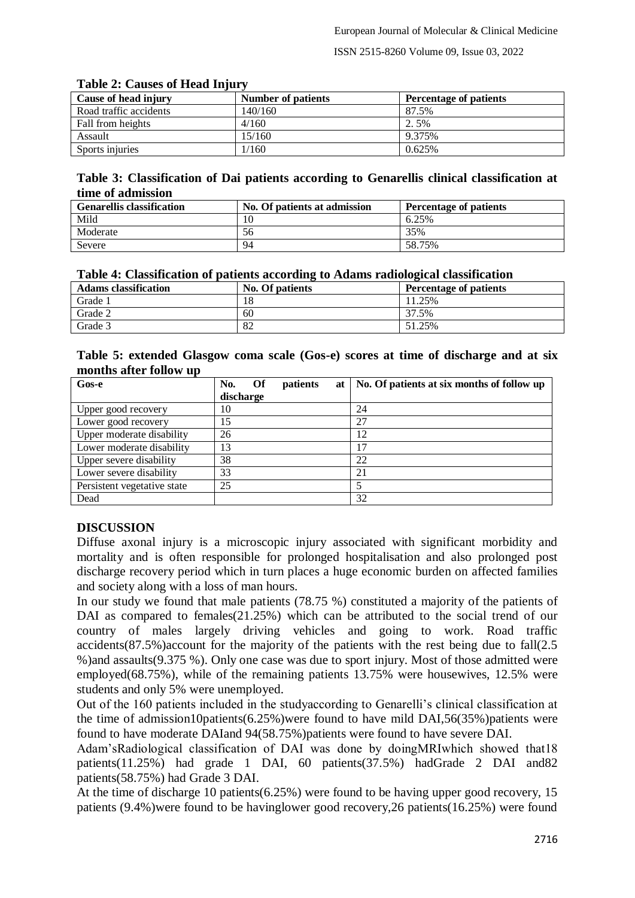**Table 2: Causes of Head Injury**

| Cause of head injury | Number of patients | Percentage of patients |
| --- | --- | --- |
| Road traffic accidents | 140/160 | 87.5% |
| Fall from heights | 4/160 | 2. 5% |
| Assault | 15/160 | 9.375% |
| Sports injuries | 1/160 | 0.625% |

**Table 3: Classification of Dai patients according to Genarellis clinical classification at time of admission**

| Genarellis classification | No. Of patients at admission | Percentage of patients |
| --- | --- | --- |
| Mild | 10 | 6.25% |
| Moderate | 56 | 35% |
| Severe | 94 | 58.75% |

**Table 4: Classification of patients according to Adams radiological classification**

| Adams classification | No. Of patients | Percentage of patients |
| --- | --- | --- |
| Grade 1 | 18 | 11.25% |
| Grade 2 | 60 | 37.5% |
| Grade 3 | 82 | 51.25% |

**Table 5: extended Glasgow coma scale (Gos-e) scores at time of discharge and at six months after follow up**

| Gos-e | No. Of patients at discharge | No. Of patients at six months of follow up |
| --- | --- | --- |
| Upper good recovery | 10 | 24 |
| Lower good recovery | 15 | 27 |
| Upper moderate disability | 26 | 12 |
| Lower moderate disability | 13 | 17 |
| Upper severe disability | 38 | 22 |
| Lower severe disability | 33 | 21 |
| Persistent vegetative state | 25 | 5 |
| Dead | | 32 |

## DISCUSSION

Diffuse axonal injury is a microscopic injury associated with significant morbidity and mortality and is often responsible for prolonged hospitalisation and also prolonged post discharge recovery period which in turn places a huge economic burden on affected families and society along with a loss of man hours.

In our study we found that male patients (78.75 %) constituted a majority of the patients of DAI as compared to females(21.25%) which can be attributed to the social trend of our country of males largely driving vehicles and going to work. Road traffic accidents(87.5%)account for the majority of the patients with the rest being due to fall(2.5 %)and assaults(9.375 %). Only one case was due to sport injury. Most of those admitted were employed(68.75%), while of the remaining patients 13.75% were housewives, 12.5% were students and only 5% were unemployed.

Out of the 160 patients included in the studyaccording to Genarelli's clinical classification at the time of admission10patients(6.25%)were found to have mild DAI,56(35%)patients were found to have moderate DAIand 94(58.75%)patients were found to have severe DAI.

Adam'sRadiological classification of DAI was done by doingMRIwhich showed that18 patients(11.25%) had grade 1 DAI, 60 patients(37.5%) hadGrade 2 DAI and82 patients(58.75%) had Grade 3 DAI.

At the time of discharge 10 patients(6.25%) were found to be having upper good recovery, 15 patients (9.4%)were found to be havinglower good recovery,26 patients(16.25%) were found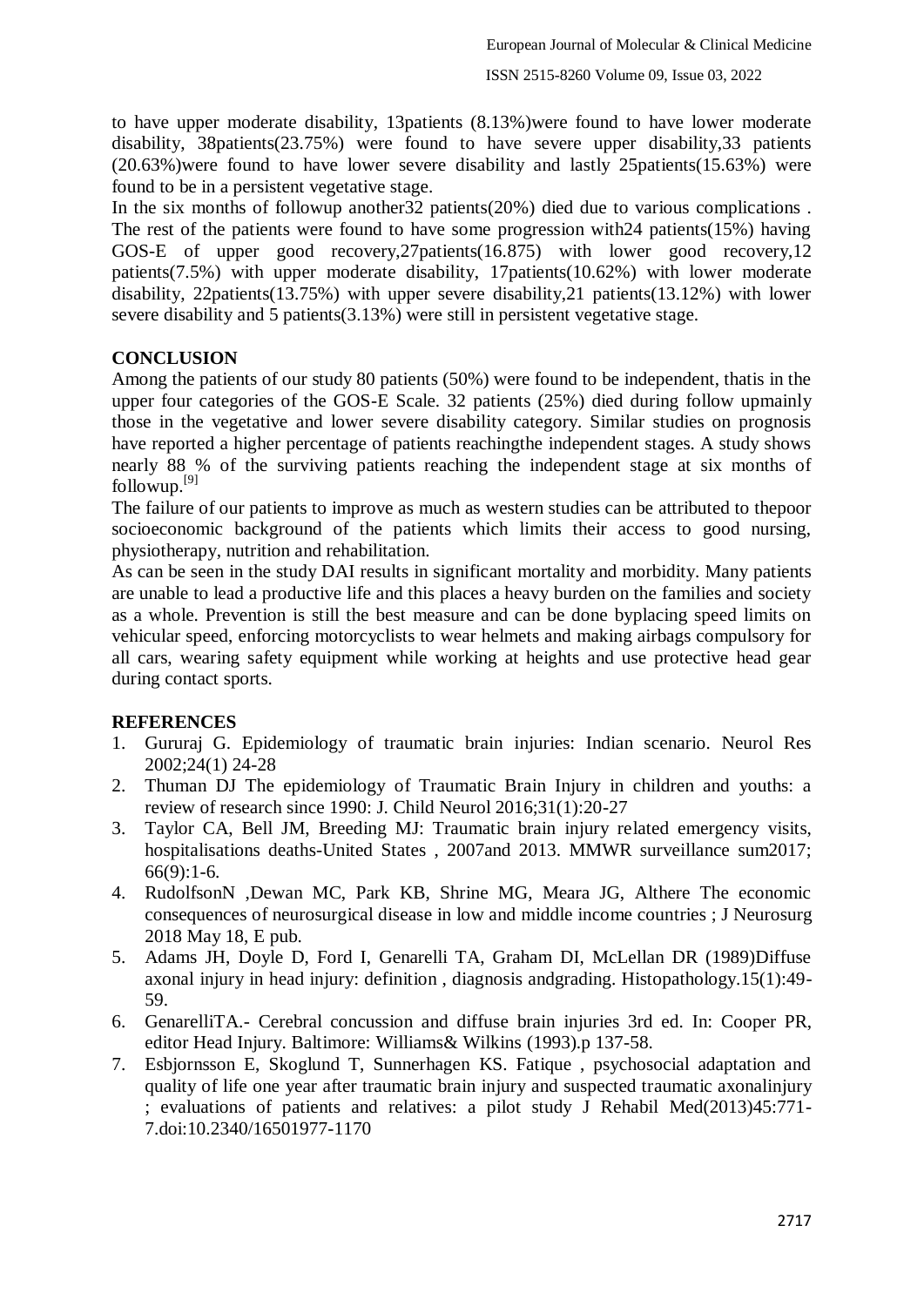to have upper moderate disability, 13patients (8.13%)were found to have lower moderate disability, 38patients(23.75%) were found to have severe upper disability,33 patients (20.63%)were found to have lower severe disability and lastly 25patients(15.63%) were found to be in a persistent vegetative stage.

In the six months of followup another32 patients(20%) died due to various complications . The rest of the patients were found to have some progression with24 patients(15%) having GOS-E of upper good recovery,27patients(16.875) with lower good recovery,12 patients(7.5%) with upper moderate disability, 17patients(10.62%) with lower moderate disability, 22patients(13.75%) with upper severe disability,21 patients(13.12%) with lower severe disability and 5 patients(3.13%) were still in persistent vegetative stage.

## CONCLUSION

Among the patients of our study 80 patients (50%) were found to be independent, thatis in the upper four categories of the GOS-E Scale. 32 patients (25%) died during follow upmainly those in the vegetative and lower severe disability category. Similar studies on prognosis have reported a higher percentage of patients reachingthe independent stages. A study shows nearly 88 % of the surviving patients reaching the independent stage at six months of followup.[9]

The failure of our patients to improve as much as western studies can be attributed to thepoor socioeconomic background of the patients which limits their access to good nursing, physiotherapy, nutrition and rehabilitation.

As can be seen in the study DAI results in significant mortality and morbidity. Many patients are unable to lead a productive life and this places a heavy burden on the families and society as a whole. Prevention is still the best measure and can be done byplacing speed limits on vehicular speed, enforcing motorcyclists to wear helmets and making airbags compulsory for all cars, wearing safety equipment while working at heights and use protective head gear during contact sports.

## REFERENCES

1. Gururaj G. Epidemiology of traumatic brain injuries: Indian scenario. Neurol Res 2002;24(1) 24-28
2. Thuman DJ The epidemiology of Traumatic Brain Injury in children and youths: a review of research since 1990: J. Child Neurol 2016;31(1):20-27
3. Taylor CA, Bell JM, Breeding MJ: Traumatic brain injury related emergency visits, hospitalisations deaths-United States , 2007and 2013. MMWR surveillance sum2017; 66(9):1-6.
4. RudolfsonN ,Dewan MC, Park KB, Shrine MG, Meara JG, Althere The economic consequences of neurosurgical disease in low and middle income countries ; J Neurosurg 2018 May 18, E pub.
5. Adams JH, Doyle D, Ford I, Genarelli TA, Graham DI, McLellan DR (1989)Diffuse axonal injury in head injury: definition , diagnosis andgrading. Histopathology.15(1):49-59.
6. GenarelliTA.- Cerebral concussion and diffuse brain injuries 3rd ed. In: Cooper PR, editor Head Injury. Baltimore: Williams& Wilkins (1993).p 137-58.
7. Esbjornsson E, Skoglund T, Sunnerhagen KS. Fatique , psychosocial adaptation and quality of life one year after traumatic brain injury and suspected traumatic axonalinjury ; evaluations of patients and relatives: a pilot study J Rehabil Med(2013)45:771-7.doi:10.2340/16501977-1170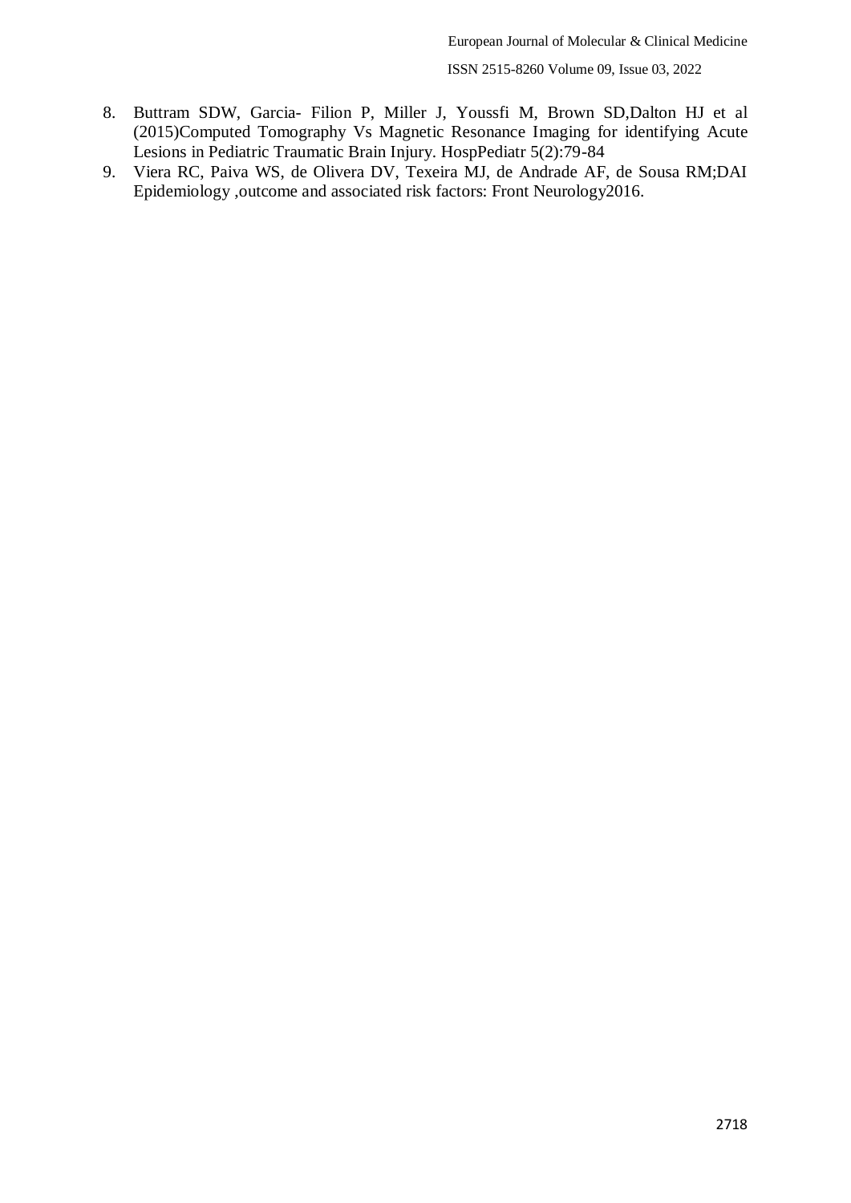8. Buttram SDW, Garcia- Filion P, Miller J, Youssfi M, Brown SD,Dalton HJ et al (2015)Computed Tomography Vs Magnetic Resonance Imaging for identifying Acute Lesions in Pediatric Traumatic Brain Injury. HospPediatr 5(2):79-84
9. Viera RC, Paiva WS, de Olivera DV, Texeira MJ, de Andrade AF, de Sousa RM;DAI Epidemiology ,outcome and associated risk factors: Front Neurology2016.